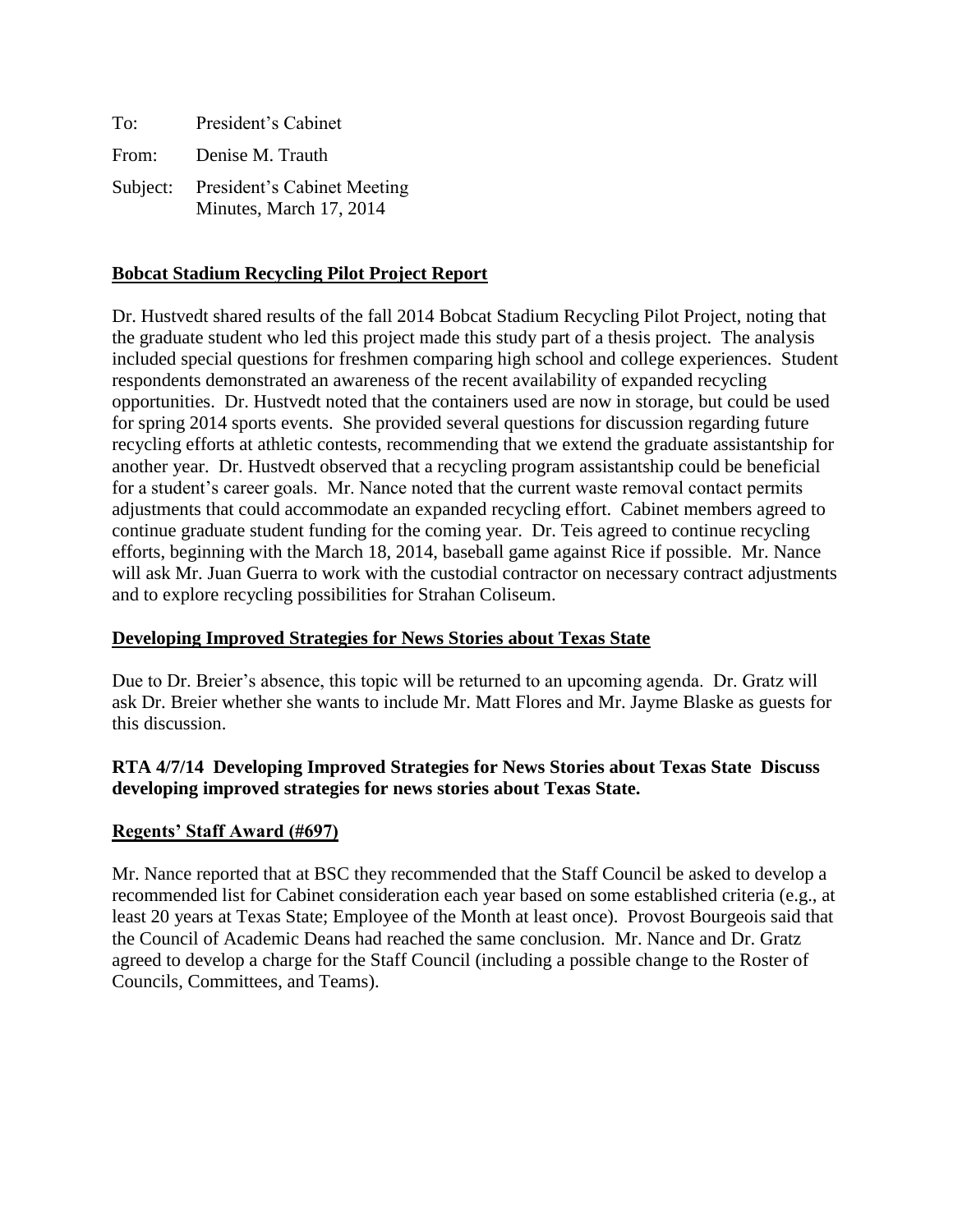To: President's Cabinet

From: Denise M. Trauth

Subject: President's Cabinet Meeting
Minutes, March 17, 2014

**Bobcat Stadium Recycling Pilot Project Report**

Dr. Hustvedt shared results of the fall 2014 Bobcat Stadium Recycling Pilot Project, noting that the graduate student who led this project made this study part of a thesis project. The analysis included special questions for freshmen comparing high school and college experiences. Student respondents demonstrated an awareness of the recent availability of expanded recycling opportunities. Dr. Hustvedt noted that the containers used are now in storage, but could be used for spring 2014 sports events. She provided several questions for discussion regarding future recycling efforts at athletic contests, recommending that we extend the graduate assistantship for another year. Dr. Hustvedt observed that a recycling program assistantship could be beneficial for a student's career goals. Mr. Nance noted that the current waste removal contact permits adjustments that could accommodate an expanded recycling effort. Cabinet members agreed to continue graduate student funding for the coming year. Dr. Teis agreed to continue recycling efforts, beginning with the March 18, 2014, baseball game against Rice if possible. Mr. Nance will ask Mr. Juan Guerra to work with the custodial contractor on necessary contract adjustments and to explore recycling possibilities for Strahan Coliseum.

**Developing Improved Strategies for News Stories about Texas State**

Due to Dr. Breier's absence, this topic will be returned to an upcoming agenda. Dr. Gratz will ask Dr. Breier whether she wants to include Mr. Matt Flores and Mr. Jayme Blaske as guests for this discussion.

**RTA 4/7/14 Developing Improved Strategies for News Stories about Texas State Discuss developing improved strategies for news stories about Texas State.**

**Regents' Staff Award (#697)**

Mr. Nance reported that at BSC they recommended that the Staff Council be asked to develop a recommended list for Cabinet consideration each year based on some established criteria (e.g., at least 20 years at Texas State; Employee of the Month at least once). Provost Bourgeois said that the Council of Academic Deans had reached the same conclusion. Mr. Nance and Dr. Gratz agreed to develop a charge for the Staff Council (including a possible change to the Roster of Councils, Committees, and Teams).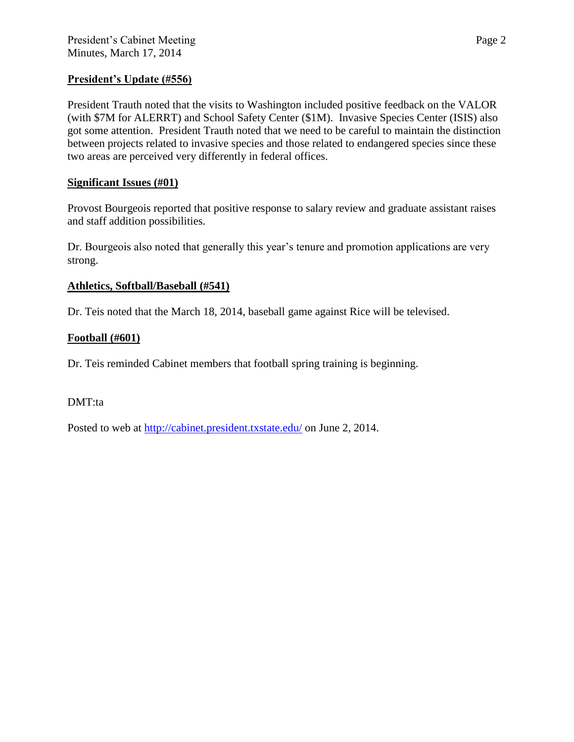**President's Update (#556)**

President Trauth noted that the visits to Washington included positive feedback on the VALOR (with $7M for ALERRT) and School Safety Center ($1M). Invasive Species Center (ISIS) also got some attention. President Trauth noted that we need to be careful to maintain the distinction between projects related to invasive species and those related to endangered species since these two areas are perceived very differently in federal offices.

**Significant Issues (#01)**

Provost Bourgeois reported that positive response to salary review and graduate assistant raises and staff addition possibilities.

Dr. Bourgeois also noted that generally this year's tenure and promotion applications are very strong.

**Athletics, Softball/Baseball (#541)**

Dr. Teis noted that the March 18, 2014, baseball game against Rice will be televised.

**Football (#601)**

Dr. Teis reminded Cabinet members that football spring training is beginning.

DMT:ta

Posted to web at http://cabinet.president.txstate.edu/ on June 2, 2014.